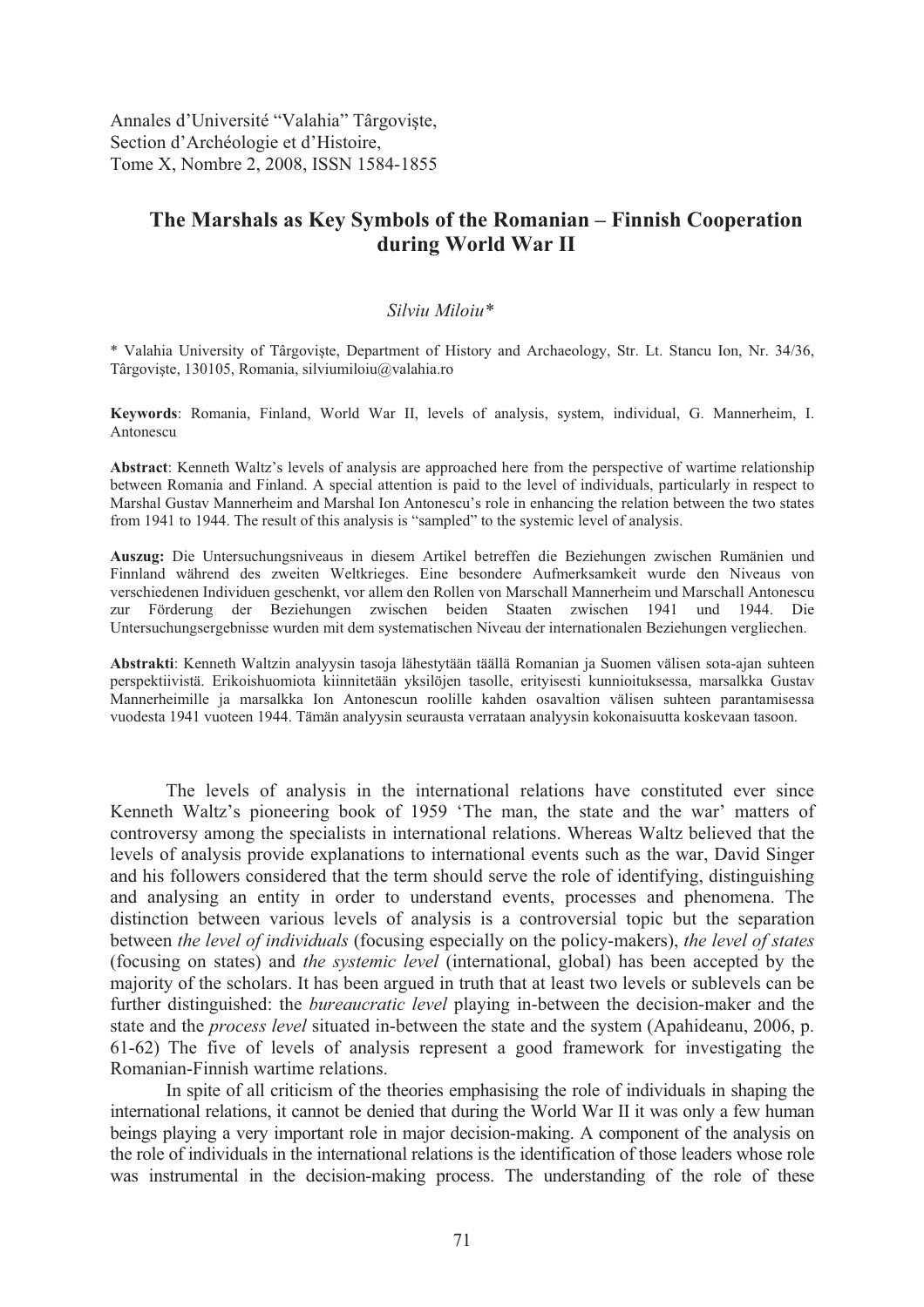Annales d'Université "Valahia" Târgovişte,
Section d'Archéologie et d'Histoire,
Tome X, Nombre 2, 2008, ISSN 1584-1855

# The Marshals as Key Symbols of the Romanian – Finnish Cooperation during World War II

*Silviu Miloiu\**

\* Valahia University of Târgovişte, Department of History and Archaeology, Str. Lt. Stancu Ion, Nr. 34/36, Târgovişte, 130105, Romania, silviumiloiu@valahia.ro

**Keywords**: Romania, Finland, World War II, levels of analysis, system, individual, G. Mannerheim, I. Antonescu

**Abstract**: Kenneth Waltz's levels of analysis are approached here from the perspective of wartime relationship between Romania and Finland. A special attention is paid to the level of individuals, particularly in respect to Marshal Gustav Mannerheim and Marshal Ion Antonescu's role in enhancing the relation between the two states from 1941 to 1944. The result of this analysis is "sampled" to the systemic level of analysis.

**Auszug:** Die Untersuchungsniveaus in diesem Artikel betreffen die Beziehungen zwischen Rumänien und Finnland während des zweiten Weltkrieges. Eine besondere Aufmerksamkeit wurde den Niveaus von verschiedenen Individuen geschenkt, vor allem den Rollen von Marschall Mannerheim und Marschall Antonescu zur Förderung der Beziehungen zwischen beiden Staaten zwischen 1941 und 1944. Die Untersuchungsergebnisse wurden mit dem systematischen Niveau der internationalen Beziehungen verglichen.

**Abstrakti**: Kenneth Waltzin analyysin tasoja lähestytään täällä Romanian ja Suomen välisen sota-ajan suhteen perspektiivistä. Erikoishuomiota kiinnitetään yksilöjen tasolle, erityisesti kunnioituksessa, marsalkka Gustav Mannerheimille ja marsalkka Ion Antonescun roolille kahden osavaltion välisen suhteen parantamisessa vuodesta 1941 vuoteen 1944. Tämän analyysin seurausta verrataan analyysin kokonaisuutta koskevaan tasoon.

The levels of analysis in the international relations have constituted ever since Kenneth Waltz's pioneering book of 1959 'The man, the state and the war' matters of controversy among the specialists in international relations. Whereas Waltz believed that the levels of analysis provide explanations to international events such as the war, David Singer and his followers considered that the term should serve the role of identifying, distinguishing and analysing an entity in order to understand events, processes and phenomena. The distinction between various levels of analysis is a controversial topic but the separation between *the level of individuals* (focusing especially on the policy-makers), *the level of states* (focusing on states) and *the systemic level* (international, global) has been accepted by the majority of the scholars. It has been argued in truth that at least two levels or sublevels can be further distinguished: the *bureaucratic level* playing in-between the decision-maker and the state and the *process level* situated in-between the state and the system (Apahideanu, 2006, p. 61-62) The five of levels of analysis represent a good framework for investigating the Romanian-Finnish wartime relations.

In spite of all criticism of the theories emphasising the role of individuals in shaping the international relations, it cannot be denied that during the World War II it was only a few human beings playing a very important role in major decision-making. A component of the analysis on the role of individuals in the international relations is the identification of those leaders whose role was instrumental in the decision-making process. The understanding of the role of these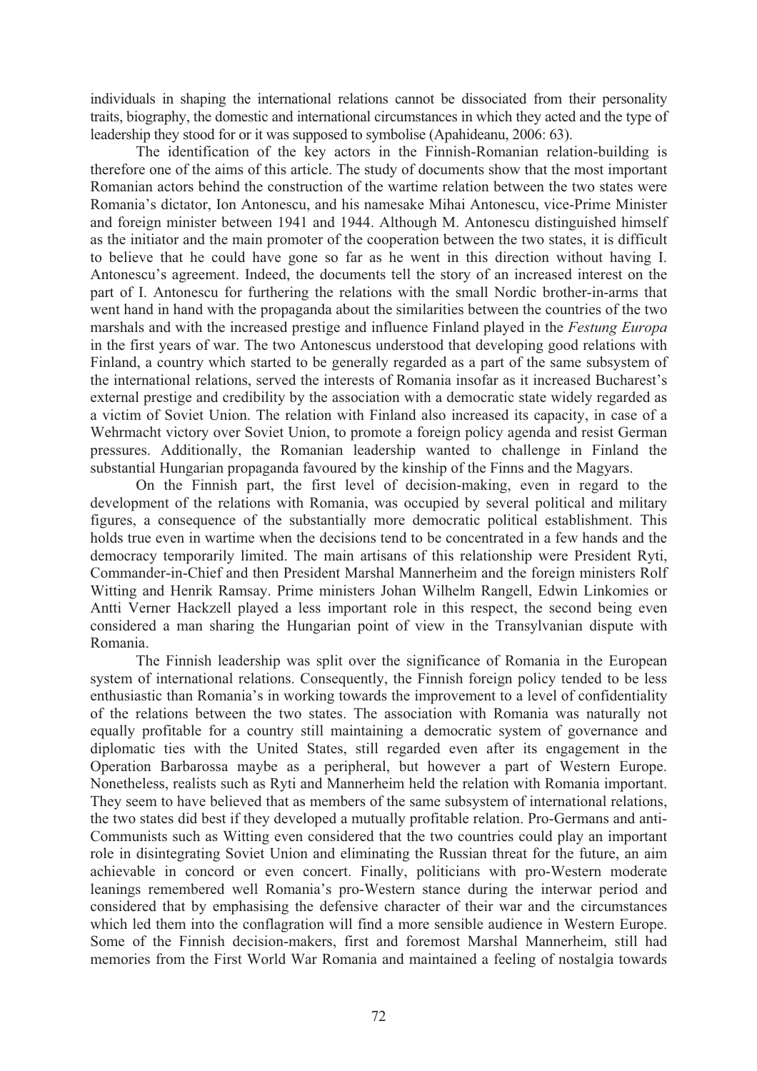individuals in shaping the international relations cannot be dissociated from their personality traits, biography, the domestic and international circumstances in which they acted and the type of leadership they stood for or it was supposed to symbolise (Apahideanu, 2006: 63).

The identification of the key actors in the Finnish-Romanian relation-building is therefore one of the aims of this article. The study of documents show that the most important Romanian actors behind the construction of the wartime relation between the two states were Romania's dictator, Ion Antonescu, and his namesake Mihai Antonescu, vice-Prime Minister and foreign minister between 1941 and 1944. Although M. Antonescu distinguished himself as the initiator and the main promoter of the cooperation between the two states, it is difficult to believe that he could have gone so far as he went in this direction without having I. Antonescu's agreement. Indeed, the documents tell the story of an increased interest on the part of I. Antonescu for furthering the relations with the small Nordic brother-in-arms that went hand in hand with the propaganda about the similarities between the countries of the two marshals and with the increased prestige and influence Finland played in the *Festung Europa* in the first years of war. The two Antonescus understood that developing good relations with Finland, a country which started to be generally regarded as a part of the same subsystem of the international relations, served the interests of Romania insofar as it increased Bucharest's external prestige and credibility by the association with a democratic state widely regarded as a victim of Soviet Union. The relation with Finland also increased its capacity, in case of a Wehrmacht victory over Soviet Union, to promote a foreign policy agenda and resist German pressures. Additionally, the Romanian leadership wanted to challenge in Finland the substantial Hungarian propaganda favoured by the kinship of the Finns and the Magyars.

On the Finnish part, the first level of decision-making, even in regard to the development of the relations with Romania, was occupied by several political and military figures, a consequence of the substantially more democratic political establishment. This holds true even in wartime when the decisions tend to be concentrated in a few hands and the democracy temporarily limited. The main artisans of this relationship were President Ryti, Commander-in-Chief and then President Marshal Mannerheim and the foreign ministers Rolf Witting and Henrik Ramsay. Prime ministers Johan Wilhelm Rangell, Edwin Linkomies or Antti Verner Hackzell played a less important role in this respect, the second being even considered a man sharing the Hungarian point of view in the Transylvanian dispute with Romania.

The Finnish leadership was split over the significance of Romania in the European system of international relations. Consequently, the Finnish foreign policy tended to be less enthusiastic than Romania's in working towards the improvement to a level of confidentiality of the relations between the two states. The association with Romania was naturally not equally profitable for a country still maintaining a democratic system of governance and diplomatic ties with the United States, still regarded even after its engagement in the Operation Barbarossa maybe as a peripheral, but however a part of Western Europe. Nonetheless, realists such as Ryti and Mannerheim held the relation with Romania important. They seem to have believed that as members of the same subsystem of international relations, the two states did best if they developed a mutually profitable relation. Pro-Germans and anti-Communists such as Witting even considered that the two countries could play an important role in disintegrating Soviet Union and eliminating the Russian threat for the future, an aim achievable in concord or even concert. Finally, politicians with pro-Western moderate leanings remembered well Romania's pro-Western stance during the interwar period and considered that by emphasising the defensive character of their war and the circumstances which led them into the conflagration will find a more sensible audience in Western Europe. Some of the Finnish decision-makers, first and foremost Marshal Mannerheim, still had memories from the First World War Romania and maintained a feeling of nostalgia towards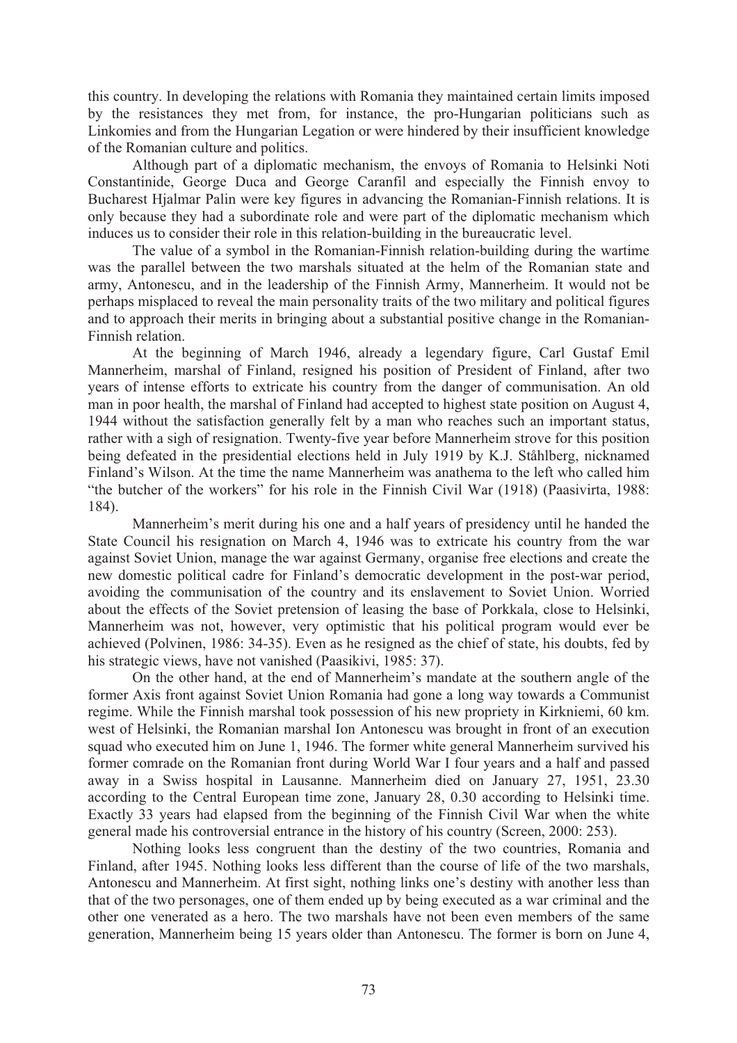this country. In developing the relations with Romania they maintained certain limits imposed by the resistances they met from, for instance, the pro-Hungarian politicians such as Linkomies and from the Hungarian Legation or were hindered by their insufficient knowledge of the Romanian culture and politics.

Although part of a diplomatic mechanism, the envoys of Romania to Helsinki Noti Constantinide, George Duca and George Caranfil and especially the Finnish envoy to Bucharest Hjalmar Palin were key figures in advancing the Romanian-Finnish relations. It is only because they had a subordinate role and were part of the diplomatic mechanism which induces us to consider their role in this relation-building in the bureaucratic level.

The value of a symbol in the Romanian-Finnish relation-building during the wartime was the parallel between the two marshals situated at the helm of the Romanian state and army, Antonescu, and in the leadership of the Finnish Army, Mannerheim. It would not be perhaps misplaced to reveal the main personality traits of the two military and political figures and to approach their merits in bringing about a substantial positive change in the Romanian-Finnish relation.

At the beginning of March 1946, already a legendary figure, Carl Gustaf Emil Mannerheim, marshal of Finland, resigned his position of President of Finland, after two years of intense efforts to extricate his country from the danger of communisation. An old man in poor health, the marshal of Finland had accepted to highest state position on August 4, 1944 without the satisfaction generally felt by a man who reaches such an important status, rather with a sigh of resignation. Twenty-five year before Mannerheim strove for this position being defeated in the presidential elections held in July 1919 by K.J. Ståhlberg, nicknamed Finland's Wilson. At the time the name Mannerheim was anathema to the left who called him "the butcher of the workers" for his role in the Finnish Civil War (1918) (Paasivirta, 1988: 184).

Mannerheim's merit during his one and a half years of presidency until he handed the State Council his resignation on March 4, 1946 was to extricate his country from the war against Soviet Union, manage the war against Germany, organise free elections and create the new domestic political cadre for Finland's democratic development in the post-war period, avoiding the communisation of the country and its enslavement to Soviet Union. Worried about the effects of the Soviet pretension of leasing the base of Porkkala, close to Helsinki, Mannerheim was not, however, very optimistic that his political program would ever be achieved (Polvinen, 1986: 34-35). Even as he resigned as the chief of state, his doubts, fed by his strategic views, have not vanished (Paasikivi, 1985: 37).

On the other hand, at the end of Mannerheim's mandate at the southern angle of the former Axis front against Soviet Union Romania had gone a long way towards a Communist regime. While the Finnish marshal took possession of his new propriety in Kirkniemi, 60 km. west of Helsinki, the Romanian marshal Ion Antonescu was brought in front of an execution squad who executed him on June 1, 1946. The former white general Mannerheim survived his former comrade on the Romanian front during World War I four years and a half and passed away in a Swiss hospital in Lausanne. Mannerheim died on January 27, 1951, 23.30 according to the Central European time zone, January 28, 0.30 according to Helsinki time. Exactly 33 years had elapsed from the beginning of the Finnish Civil War when the white general made his controversial entrance in the history of his country (Screen, 2000: 253).

Nothing looks less congruent than the destiny of the two countries, Romania and Finland, after 1945. Nothing looks less different than the course of life of the two marshals, Antonescu and Mannerheim. At first sight, nothing links one's destiny with another less than that of the two personages, one of them ended up by being executed as a war criminal and the other one venerated as a hero. The two marshals have not been even members of the same generation, Mannerheim being 15 years older than Antonescu. The former is born on June 4,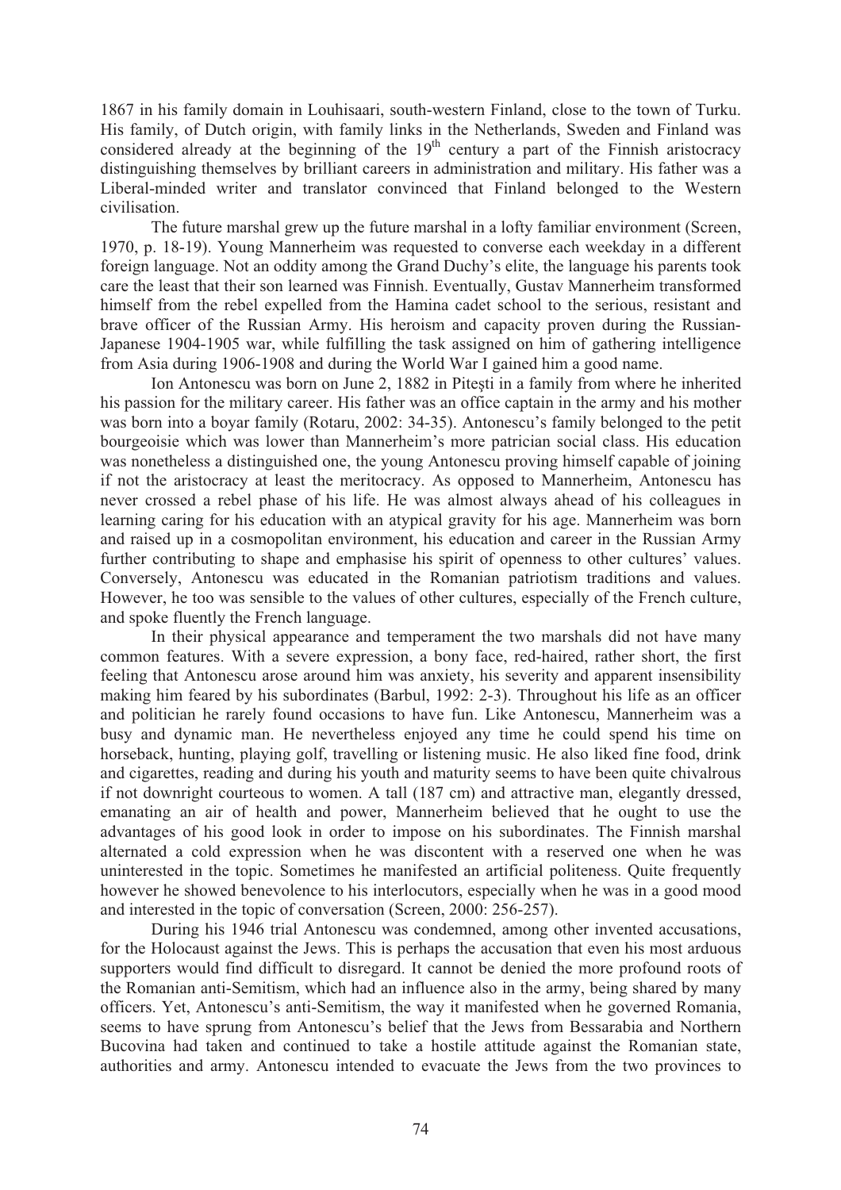1867 in his family domain in Louhisaari, south-western Finland, close to the town of Turku. His family, of Dutch origin, with family links in the Netherlands, Sweden and Finland was considered already at the beginning of the 19th century a part of the Finnish aristocracy distinguishing themselves by brilliant careers in administration and military. His father was a Liberal-minded writer and translator convinced that Finland belonged to the Western civilisation.

The future marshal grew up the future marshal in a lofty familiar environment (Screen, 1970, p. 18-19). Young Mannerheim was requested to converse each weekday in a different foreign language. Not an oddity among the Grand Duchy's elite, the language his parents took care the least that their son learned was Finnish. Eventually, Gustav Mannerheim transformed himself from the rebel expelled from the Hamina cadet school to the serious, resistant and brave officer of the Russian Army. His heroism and capacity proven during the Russian-Japanese 1904-1905 war, while fulfilling the task assigned on him of gathering intelligence from Asia during 1906-1908 and during the World War I gained him a good name.

Ion Antonescu was born on June 2, 1882 in Piteşti in a family from where he inherited his passion for the military career. His father was an office captain in the army and his mother was born into a boyar family (Rotaru, 2002: 34-35). Antonescu's family belonged to the petit bourgeoisie which was lower than Mannerheim's more patrician social class. His education was nonetheless a distinguished one, the young Antonescu proving himself capable of joining if not the aristocracy at least the meritocracy. As opposed to Mannerheim, Antonescu has never crossed a rebel phase of his life. He was almost always ahead of his colleagues in learning caring for his education with an atypical gravity for his age. Mannerheim was born and raised up in a cosmopolitan environment, his education and career in the Russian Army further contributing to shape and emphasise his spirit of openness to other cultures' values. Conversely, Antonescu was educated in the Romanian patriotism traditions and values. However, he too was sensible to the values of other cultures, especially of the French culture, and spoke fluently the French language.

In their physical appearance and temperament the two marshals did not have many common features. With a severe expression, a bony face, red-haired, rather short, the first feeling that Antonescu arose around him was anxiety, his severity and apparent insensibility making him feared by his subordinates (Barbul, 1992: 2-3). Throughout his life as an officer and politician he rarely found occasions to have fun. Like Antonescu, Mannerheim was a busy and dynamic man. He nevertheless enjoyed any time he could spend his time on horseback, hunting, playing golf, travelling or listening music. He also liked fine food, drink and cigarettes, reading and during his youth and maturity seems to have been quite chivalrous if not downright courteous to women. A tall (187 cm) and attractive man, elegantly dressed, emanating an air of health and power, Mannerheim believed that he ought to use the advantages of his good look in order to impose on his subordinates. The Finnish marshal alternated a cold expression when he was discontent with a reserved one when he was uninterested in the topic. Sometimes he manifested an artificial politeness. Quite frequently however he showed benevolence to his interlocutors, especially when he was in a good mood and interested in the topic of conversation (Screen, 2000: 256-257).

During his 1946 trial Antonescu was condemned, among other invented accusations, for the Holocaust against the Jews. This is perhaps the accusation that even his most arduous supporters would find difficult to disregard. It cannot be denied the more profound roots of the Romanian anti-Semitism, which had an influence also in the army, being shared by many officers. Yet, Antonescu's anti-Semitism, the way it manifested when he governed Romania, seems to have sprung from Antonescu's belief that the Jews from Bessarabia and Northern Bucovina had taken and continued to take a hostile attitude against the Romanian state, authorities and army. Antonescu intended to evacuate the Jews from the two provinces to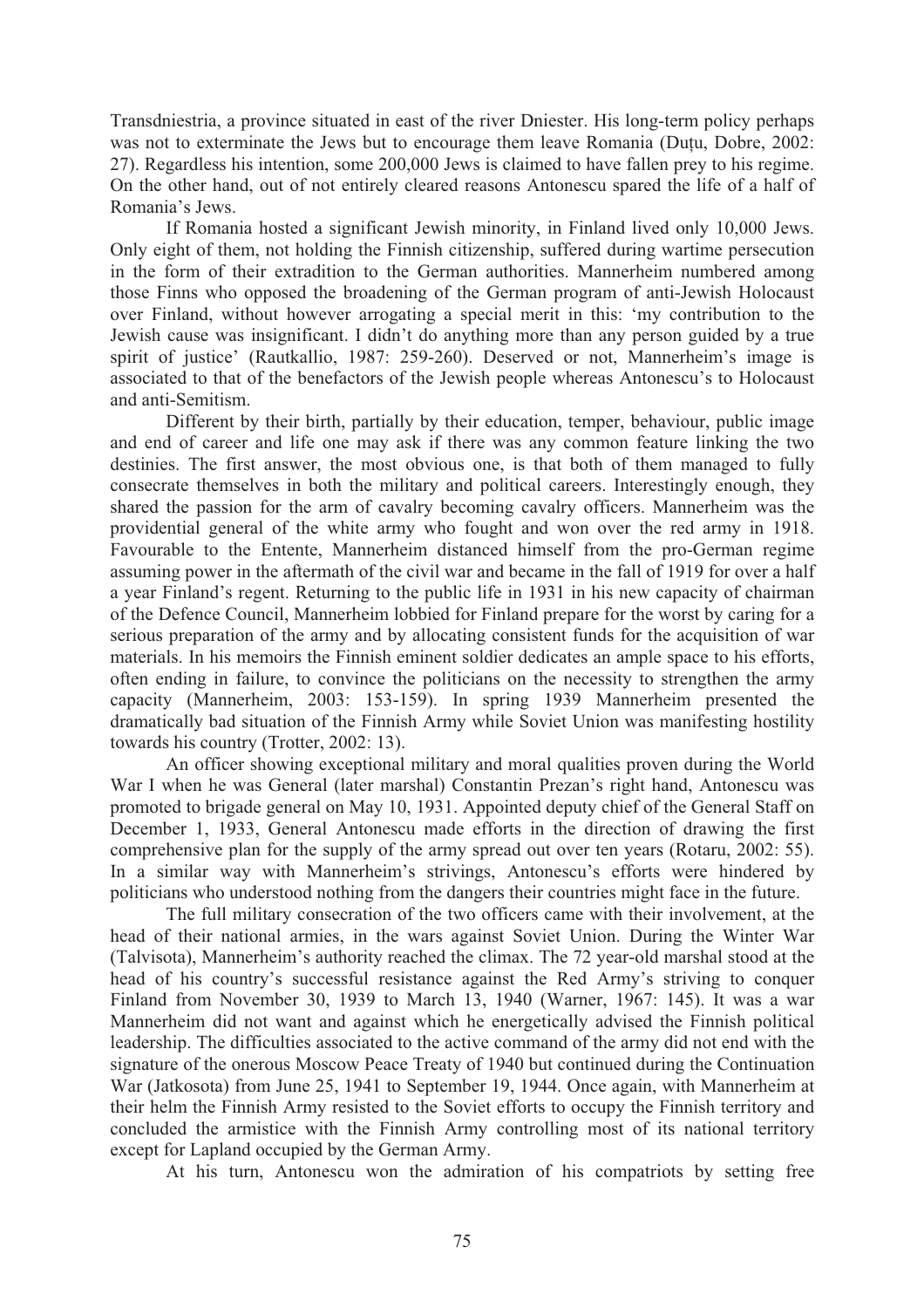Transdniestria, a province situated in east of the river Dniester. His long-term policy perhaps was not to exterminate the Jews but to encourage them leave Romania (Duțu, Dobre, 2002: 27). Regardless his intention, some 200,000 Jews is claimed to have fallen prey to his regime. On the other hand, out of not entirely cleared reasons Antonescu spared the life of a half of Romania's Jews.

If Romania hosted a significant Jewish minority, in Finland lived only 10,000 Jews. Only eight of them, not holding the Finnish citizenship, suffered during wartime persecution in the form of their extradition to the German authorities. Mannerheim numbered among those Finns who opposed the broadening of the German program of anti-Jewish Holocaust over Finland, without however arrogating a special merit in this: 'my contribution to the Jewish cause was insignificant. I didn't do anything more than any person guided by a true spirit of justice' (Rautkallio, 1987: 259-260). Deserved or not, Mannerheim's image is associated to that of the benefactors of the Jewish people whereas Antonescu's to Holocaust and anti-Semitism.

Different by their birth, partially by their education, temper, behaviour, public image and end of career and life one may ask if there was any common feature linking the two destinies. The first answer, the most obvious one, is that both of them managed to fully consecrate themselves in both the military and political careers. Interestingly enough, they shared the passion for the arm of cavalry becoming cavalry officers. Mannerheim was the providential general of the white army who fought and won over the red army in 1918. Favourable to the Entente, Mannerheim distanced himself from the pro-German regime assuming power in the aftermath of the civil war and became in the fall of 1919 for over a half a year Finland's regent. Returning to the public life in 1931 in his new capacity of chairman of the Defence Council, Mannerheim lobbied for Finland prepare for the worst by caring for a serious preparation of the army and by allocating consistent funds for the acquisition of war materials. In his memoirs the Finnish eminent soldier dedicates an ample space to his efforts, often ending in failure, to convince the politicians on the necessity to strengthen the army capacity (Mannerheim, 2003: 153-159). In spring 1939 Mannerheim presented the dramatically bad situation of the Finnish Army while Soviet Union was manifesting hostility towards his country (Trotter, 2002: 13).

An officer showing exceptional military and moral qualities proven during the World War I when he was General (later marshal) Constantin Prezan's right hand, Antonescu was promoted to brigade general on May 10, 1931. Appointed deputy chief of the General Staff on December 1, 1933, General Antonescu made efforts in the direction of drawing the first comprehensive plan for the supply of the army spread out over ten years (Rotaru, 2002: 55). In a similar way with Mannerheim's strivings, Antonescu's efforts were hindered by politicians who understood nothing from the dangers their countries might face in the future.

The full military consecration of the two officers came with their involvement, at the head of their national armies, in the wars against Soviet Union. During the Winter War (Talvisota), Mannerheim's authority reached the climax. The 72 year-old marshal stood at the head of his country's successful resistance against the Red Army's striving to conquer Finland from November 30, 1939 to March 13, 1940 (Warner, 1967: 145). It was a war Mannerheim did not want and against which he energetically advised the Finnish political leadership. The difficulties associated to the active command of the army did not end with the signature of the onerous Moscow Peace Treaty of 1940 but continued during the Continuation War (Jatkosota) from June 25, 1941 to September 19, 1944. Once again, with Mannerheim at their helm the Finnish Army resisted to the Soviet efforts to occupy the Finnish territory and concluded the armistice with the Finnish Army controlling most of its national territory except for Lapland occupied by the German Army.

At his turn, Antonescu won the admiration of his compatriots by setting free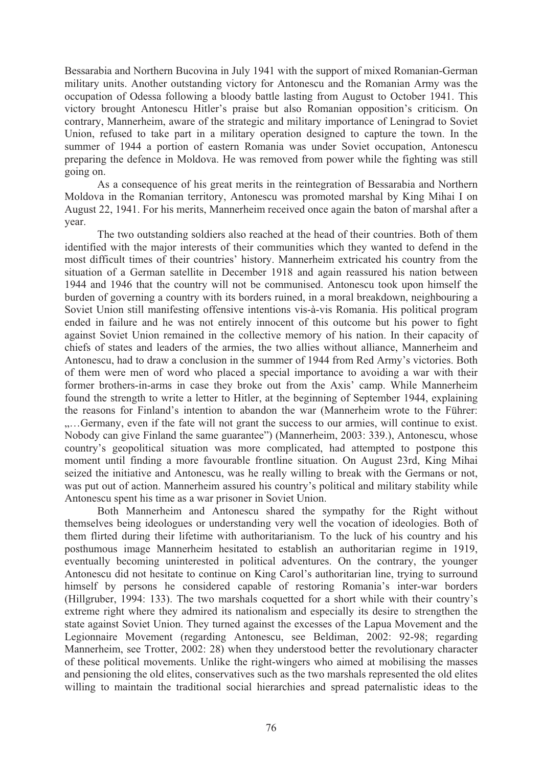Bessarabia and Northern Bucovina in July 1941 with the support of mixed Romanian-German military units. Another outstanding victory for Antonescu and the Romanian Army was the occupation of Odessa following a bloody battle lasting from August to October 1941. This victory brought Antonescu Hitler's praise but also Romanian opposition's criticism. On contrary, Mannerheim, aware of the strategic and military importance of Leningrad to Soviet Union, refused to take part in a military operation designed to capture the town. In the summer of 1944 a portion of eastern Romania was under Soviet occupation, Antonescu preparing the defence in Moldova. He was removed from power while the fighting was still going on.

As a consequence of his great merits in the reintegration of Bessarabia and Northern Moldova in the Romanian territory, Antonescu was promoted marshal by King Mihai I on August 22, 1941. For his merits, Mannerheim received once again the baton of marshal after a year.

The two outstanding soldiers also reached at the head of their countries. Both of them identified with the major interests of their communities which they wanted to defend in the most difficult times of their countries' history. Mannerheim extricated his country from the situation of a German satellite in December 1918 and again reassured his nation between 1944 and 1946 that the country will not be communised. Antonescu took upon himself the burden of governing a country with its borders ruined, in a moral breakdown, neighbouring a Soviet Union still manifesting offensive intentions vis-à-vis Romania. His political program ended in failure and he was not entirely innocent of this outcome but his power to fight against Soviet Union remained in the collective memory of his nation. In their capacity of chiefs of states and leaders of the armies, the two allies without alliance, Mannerheim and Antonescu, had to draw a conclusion in the summer of 1944 from Red Army's victories. Both of them were men of word who placed a special importance to avoiding a war with their former brothers-in-arms in case they broke out from the Axis' camp. While Mannerheim found the strength to write a letter to Hitler, at the beginning of September 1944, explaining the reasons for Finland's intention to abandon the war (Mannerheim wrote to the Führer: „…Germany, even if the fate will not grant the success to our armies, will continue to exist. Nobody can give Finland the same guarantee") (Mannerheim, 2003: 339.), Antonescu, whose country's geopolitical situation was more complicated, had attempted to postpone this moment until finding a more favourable frontline situation. On August 23rd, King Mihai seized the initiative and Antonescu, was he really willing to break with the Germans or not, was put out of action. Mannerheim assured his country's political and military stability while Antonescu spent his time as a war prisoner in Soviet Union.

Both Mannerheim and Antonescu shared the sympathy for the Right without themselves being ideologues or understanding very well the vocation of ideologies. Both of them flirted during their lifetime with authoritarianism. To the luck of his country and his posthumous image Mannerheim hesitated to establish an authoritarian regime in 1919, eventually becoming uninterested in political adventures. On the contrary, the younger Antonescu did not hesitate to continue on King Carol's authoritarian line, trying to surround himself by persons he considered capable of restoring Romania's inter-war borders (Hillgruber, 1994: 133). The two marshals coquetted for a short while with their country's extreme right where they admired its nationalism and especially its desire to strengthen the state against Soviet Union. They turned against the excesses of the Lapua Movement and the Legionnaire Movement (regarding Antonescu, see Beldiman, 2002: 92-98; regarding Mannerheim, see Trotter, 2002: 28) when they understood better the revolutionary character of these political movements. Unlike the right-wingers who aimed at mobilising the masses and pensioning the old elites, conservatives such as the two marshals represented the old elites willing to maintain the traditional social hierarchies and spread paternalistic ideas to the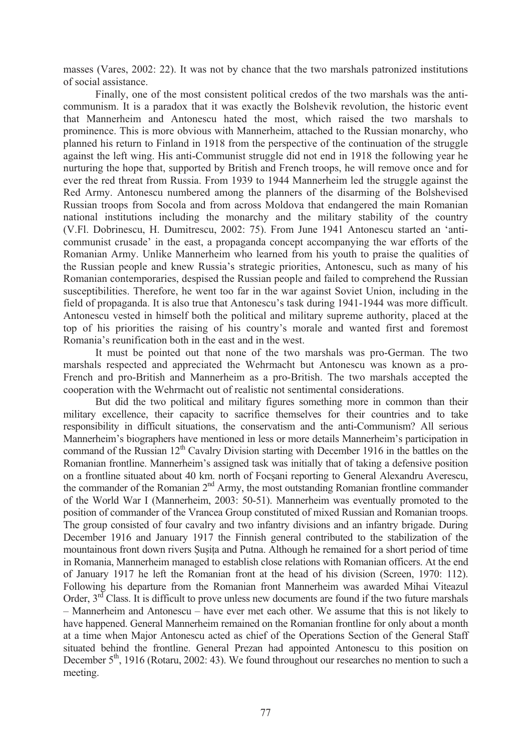masses (Vares, 2002: 22). It was not by chance that the two marshals patronized institutions of social assistance.

Finally, one of the most consistent political credos of the two marshals was the anti-communism. It is a paradox that it was exactly the Bolshevik revolution, the historic event that Mannerheim and Antonescu hated the most, which raised the two marshals to prominence. This is more obvious with Mannerheim, attached to the Russian monarchy, who planned his return to Finland in 1918 from the perspective of the continuation of the struggle against the left wing. His anti-Communist struggle did not end in 1918 the following year he nurturing the hope that, supported by British and French troops, he will remove once and for ever the red threat from Russia. From 1939 to 1944 Mannerheim led the struggle against the Red Army. Antonescu numbered among the planners of the disarming of the Bolshevised Russian troops from Socola and from across Moldova that endangered the main Romanian national institutions including the monarchy and the military stability of the country (V.Fl. Dobrinescu, H. Dumitrescu, 2002: 75). From June 1941 Antonescu started an 'anti-communist crusade' in the east, a propaganda concept accompanying the war efforts of the Romanian Army. Unlike Mannerheim who learned from his youth to praise the qualities of the Russian people and knew Russia's strategic priorities, Antonescu, such as many of his Romanian contemporaries, despised the Russian people and failed to comprehend the Russian susceptibilities. Therefore, he went too far in the war against Soviet Union, including in the field of propaganda. It is also true that Antonescu's task during 1941-1944 was more difficult. Antonescu vested in himself both the political and military supreme authority, placed at the top of his priorities the raising of his country's morale and wanted first and foremost Romania's reunification both in the east and in the west.

It must be pointed out that none of the two marshals was pro-German. The two marshals respected and appreciated the Wehrmacht but Antonescu was known as a pro-French and pro-British and Mannerheim as a pro-British. The two marshals accepted the cooperation with the Wehrmacht out of realistic not sentimental considerations.

But did the two political and military figures something more in common than their military excellence, their capacity to sacrifice themselves for their countries and to take responsibility in difficult situations, the conservatism and the anti-Communism? All serious Mannerheim's biographers have mentioned in less or more details Mannerheim's participation in command of the Russian 12th Cavalry Division starting with December 1916 in the battles on the Romanian frontline. Mannerheim's assigned task was initially that of taking a defensive position on a frontline situated about 40 km. north of Focşani reporting to General Alexandru Averescu, the commander of the Romanian 2nd Army, the most outstanding Romanian frontline commander of the World War I (Mannerheim, 2003: 50-51). Mannerheim was eventually promoted to the position of commander of the Vrancea Group constituted of mixed Russian and Romanian troops. The group consisted of four cavalry and two infantry divisions and an infantry brigade. During December 1916 and January 1917 the Finnish general contributed to the stabilization of the mountainous front down rivers Şuşiţa and Putna. Although he remained for a short period of time in Romania, Mannerheim managed to establish close relations with Romanian officers. At the end of January 1917 he left the Romanian front at the head of his division (Screen, 1970: 112). Following his departure from the Romanian front Mannerheim was awarded Mihai Viteazul Order, 3rd Class. It is difficult to prove unless new documents are found if the two future marshals – Mannerheim and Antonescu – have ever met each other. We assume that this is not likely to have happened. General Mannerheim remained on the Romanian frontline for only about a month at a time when Major Antonescu acted as chief of the Operations Section of the General Staff situated behind the frontline. General Prezan had appointed Antonescu to this position on December 5th, 1916 (Rotaru, 2002: 43). We found throughout our researches no mention to such a meeting.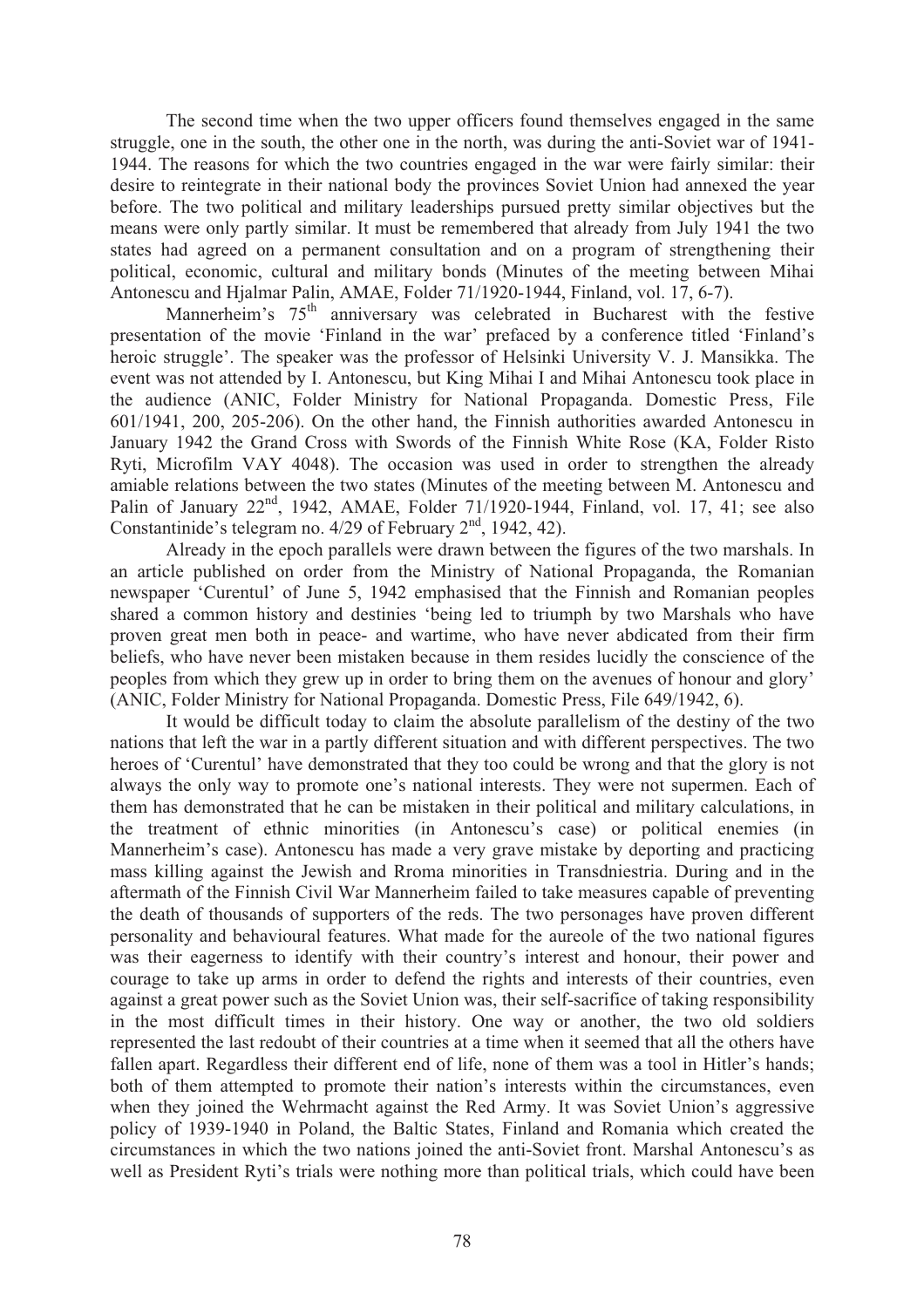The second time when the two upper officers found themselves engaged in the same struggle, one in the south, the other one in the north, was during the anti-Soviet war of 1941-1944. The reasons for which the two countries engaged in the war were fairly similar: their desire to reintegrate in their national body the provinces Soviet Union had annexed the year before. The two political and military leaderships pursued pretty similar objectives but the means were only partly similar. It must be remembered that already from July 1941 the two states had agreed on a permanent consultation and on a program of strengthening their political, economic, cultural and military bonds (Minutes of the meeting between Mihai Antonescu and Hjalmar Palin, AMAE, Folder 71/1920-1944, Finland, vol. 17, 6-7).

Mannerheim's 75th anniversary was celebrated in Bucharest with the festive presentation of the movie 'Finland in the war' prefaced by a conference titled 'Finland's heroic struggle'. The speaker was the professor of Helsinki University V. J. Mansikka. The event was not attended by I. Antonescu, but King Mihai I and Mihai Antonescu took place in the audience (ANIC, Folder Ministry for National Propaganda. Domestic Press, File 601/1941, 200, 205-206). On the other hand, the Finnish authorities awarded Antonescu in January 1942 the Grand Cross with Swords of the Finnish White Rose (KA, Folder Risto Ryti, Microfilm VAY 4048). The occasion was used in order to strengthen the already amiable relations between the two states (Minutes of the meeting between M. Antonescu and Palin of January 22nd, 1942, AMAE, Folder 71/1920-1944, Finland, vol. 17, 41; see also Constantinide's telegram no. 4/29 of February 2nd, 1942, 42).

Already in the epoch parallels were drawn between the figures of the two marshals. In an article published on order from the Ministry of National Propaganda, the Romanian newspaper 'Curentul' of June 5, 1942 emphasised that the Finnish and Romanian peoples shared a common history and destinies 'being led to triumph by two Marshals who have proven great men both in peace- and wartime, who have never abdicated from their firm beliefs, who have never been mistaken because in them resides lucidly the conscience of the peoples from which they grew up in order to bring them on the avenues of honour and glory' (ANIC, Folder Ministry for National Propaganda. Domestic Press, File 649/1942, 6).

It would be difficult today to claim the absolute parallelism of the destiny of the two nations that left the war in a partly different situation and with different perspectives. The two heroes of 'Curentul' have demonstrated that they too could be wrong and that the glory is not always the only way to promote one's national interests. They were not supermen. Each of them has demonstrated that he can be mistaken in their political and military calculations, in the treatment of ethnic minorities (in Antonescu's case) or political enemies (in Mannerheim's case). Antonescu has made a very grave mistake by deporting and practicing mass killing against the Jewish and Rroma minorities in Transdniestria. During and in the aftermath of the Finnish Civil War Mannerheim failed to take measures capable of preventing the death of thousands of supporters of the reds. The two personages have proven different personality and behavioural features. What made for the aureole of the two national figures was their eagerness to identify with their country's interest and honour, their power and courage to take up arms in order to defend the rights and interests of their countries, even against a great power such as the Soviet Union was, their self-sacrifice of taking responsibility in the most difficult times in their history. One way or another, the two old soldiers represented the last redoubt of their countries at a time when it seemed that all the others have fallen apart. Regardless their different end of life, none of them was a tool in Hitler's hands; both of them attempted to promote their nation's interests within the circumstances, even when they joined the Wehrmacht against the Red Army. It was Soviet Union's aggressive policy of 1939-1940 in Poland, the Baltic States, Finland and Romania which created the circumstances in which the two nations joined the anti-Soviet front. Marshal Antonescu's as well as President Ryti's trials were nothing more than political trials, which could have been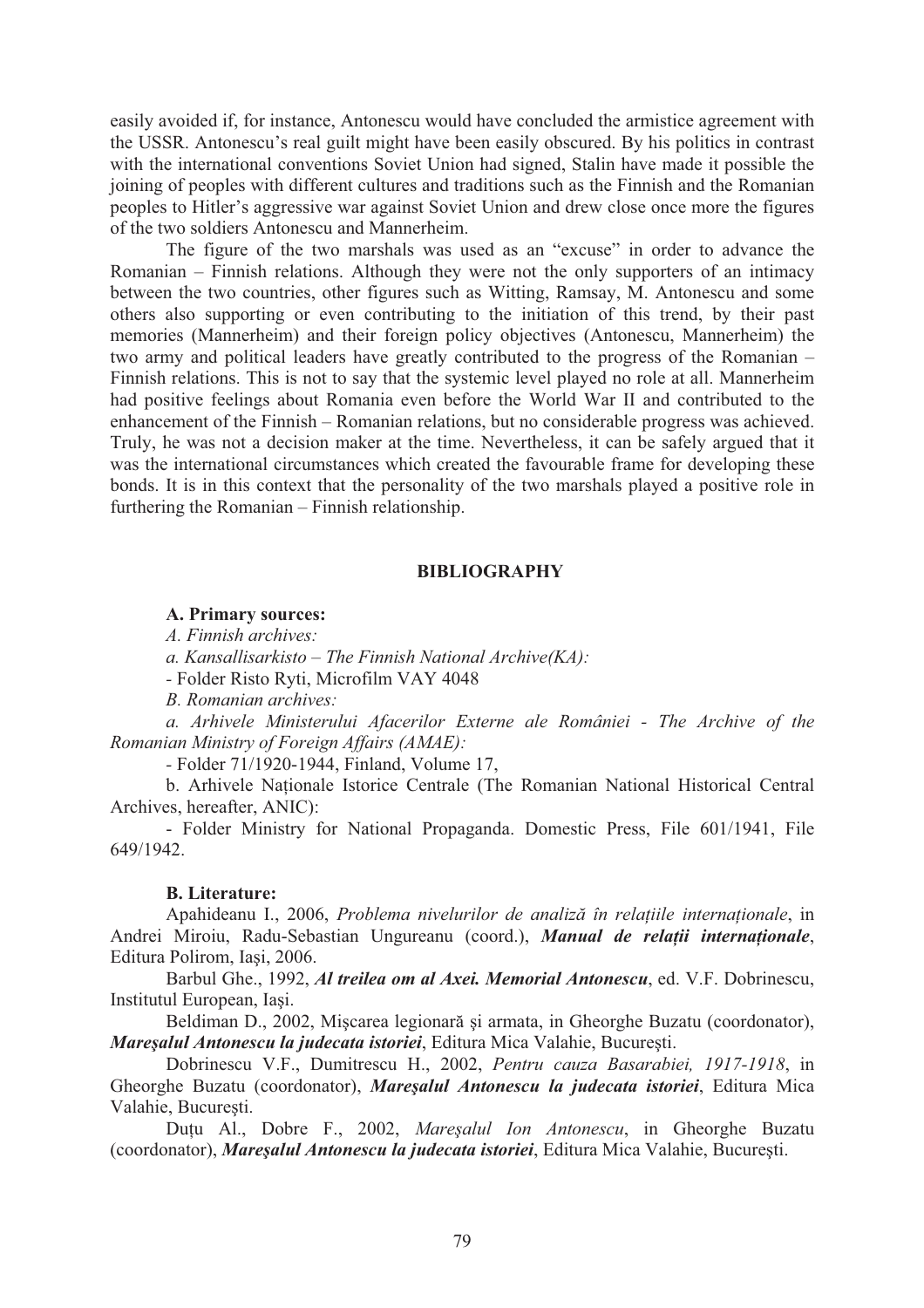easily avoided if, for instance, Antonescu would have concluded the armistice agreement with the USSR. Antonescu's real guilt might have been easily obscured. By his politics in contrast with the international conventions Soviet Union had signed, Stalin have made it possible the joining of peoples with different cultures and traditions such as the Finnish and the Romanian peoples to Hitler's aggressive war against Soviet Union and drew close once more the figures of the two soldiers Antonescu and Mannerheim.

The figure of the two marshals was used as an "excuse" in order to advance the Romanian – Finnish relations. Although they were not the only supporters of an intimacy between the two countries, other figures such as Witting, Ramsay, M. Antonescu and some others also supporting or even contributing to the initiation of this trend, by their past memories (Mannerheim) and their foreign policy objectives (Antonescu, Mannerheim) the two army and political leaders have greatly contributed to the progress of the Romanian – Finnish relations. This is not to say that the systemic level played no role at all. Mannerheim had positive feelings about Romania even before the World War II and contributed to the enhancement of the Finnish – Romanian relations, but no considerable progress was achieved. Truly, he was not a decision maker at the time. Nevertheless, it can be safely argued that it was the international circumstances which created the favourable frame for developing these bonds. It is in this context that the personality of the two marshals played a positive role in furthering the Romanian – Finnish relationship.

## BIBLIOGRAPHY

**A. Primary sources:**

*A. Finnish archives:*

*a. Kansallisarkisto – The Finnish National Archive(KA):*

- Folder Risto Ryti, Microfilm VAY 4048

*B. Romanian archives:*

*a. Arhivele Ministerului Afacerilor Externe ale României - The Archive of the Romanian Ministry of Foreign Affairs (AMAE):*

- Folder 71/1920-1944, Finland, Volume 17,

b. Arhivele Naționale Istorice Centrale (The Romanian National Historical Central Archives, hereafter, ANIC):

- Folder Ministry for National Propaganda. Domestic Press, File 601/1941, File 649/1942.

**B. Literature:**

Apahideanu I., 2006, *Problema nivelurilor de analiză în relațiile internaționale*, in Andrei Miroiu, Radu-Sebastian Ungureanu (coord.), ***Manual de relații internaționale***, Editura Polirom, Iași, 2006.

Barbul Ghe., 1992, ***Al treilea om al Axei. Memorial Antonescu***, ed. V.F. Dobrinescu, Institutul European, Iași.

Beldiman D., 2002, Mișcarea legionară și armata, in Gheorghe Buzatu (coordonator), ***Mareșalul Antonescu la judecata istoriei***, Editura Mica Valahie, București.

Dobrinescu V.F., Dumitrescu H., 2002, *Pentru cauza Basarabiei, 1917-1918*, in Gheorghe Buzatu (coordonator), ***Mareșalul Antonescu la judecata istoriei***, Editura Mica Valahie, București.

Duțu Al., Dobre F., 2002, *Mareșalul Ion Antonescu*, in Gheorghe Buzatu (coordonator), ***Mareșalul Antonescu la judecata istoriei***, Editura Mica Valahie, București.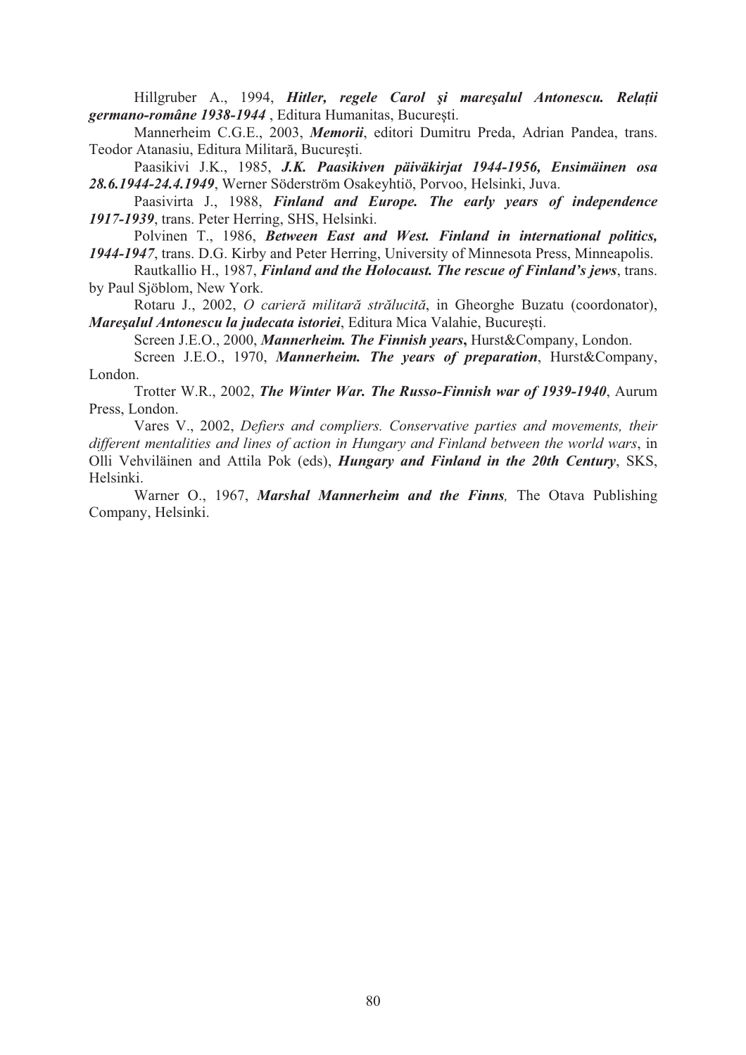Hillgruber A., 1994, ***Hitler, regele Carol şi mareşalul Antonescu. Relații germano-române 1938-1944*** , Editura Humanitas, Bucureşti.

Mannerheim C.G.E., 2003, ***Memorii***, editori Dumitru Preda, Adrian Pandea, trans. Teodor Atanasiu, Editura Militară, Bucureşti.

Paasikivi J.K., 1985, ***J.K. Paasikiven päiväkirjat 1944-1956, Ensimäinen osa 28.6.1944-24.4.1949***, Werner Söderström Osakeyhtiö, Porvoo, Helsinki, Juva.

Paasivirta J., 1988, ***Finland and Europe. The early years of independence 1917-1939***, trans. Peter Herring, SHS, Helsinki.

Polvinen T., 1986, ***Between East and West. Finland in international politics, 1944-1947***, trans. D.G. Kirby and Peter Herring, University of Minnesota Press, Minneapolis.

Rautkallio H., 1987, ***Finland and the Holocaust. The rescue of Finland's jews***, trans. by Paul Sjöblom, New York.

Rotaru J., 2002, *O carieră militară strălucită*, in Gheorghe Buzatu (coordonator), ***Mareşalul Antonescu la judecata istoriei***, Editura Mica Valahie, Bucureşti.

Screen J.E.O., 2000, ***Mannerheim. The Finnish years*****,** Hurst&Company, London.

Screen J.E.O., 1970, ***Mannerheim. The years of preparation***, Hurst&Company, London.

Trotter W.R., 2002, ***The Winter War. The Russo-Finnish war of 1939-1940***, Aurum Press, London.

Vares V., 2002, *Defiers and compliers. Conservative parties and movements, their different mentalities and lines of action in Hungary and Finland between the world wars*, in Olli Vehviläinen and Attila Pok (eds), ***Hungary and Finland in the 20th Century***, SKS, Helsinki.

Warner O., 1967, ***Marshal Mannerheim and the Finns****,* The Otava Publishing Company, Helsinki.